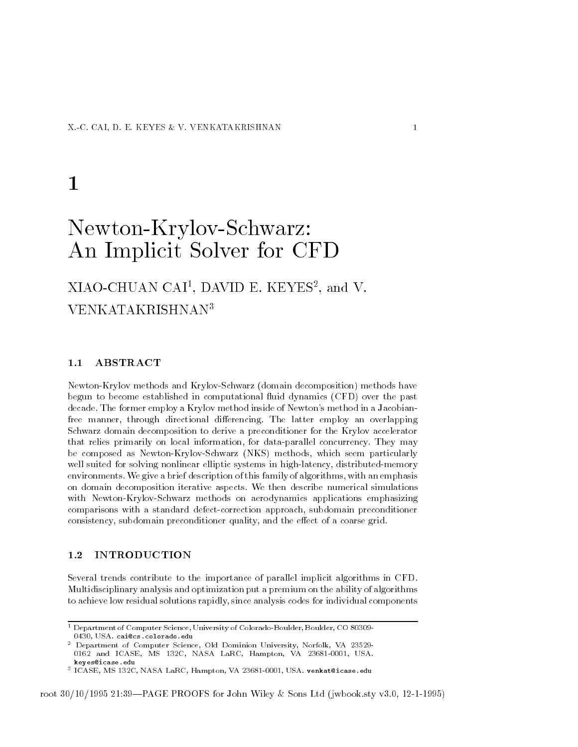# 1

# Newton-Krylov-Schwarz: An Implicit Solver for CFD

XIAO-CHUAN CAI[1], DAVID E. KEYES[2], and V. VENKATAKRISHNAN[3]

## 1.1 ABSTRACT

Newton-Krylov methods and Krylov-Schwarz (domain decomposition) methods have begun to become established in computational fluid dynamics (CFD) over the past decade. The former employ a Krylov method inside of Newton's method in a Jacobian-free manner, through directional differencing. The latter employ an overlapping Schwarz domain decomposition to derive a preconditioner for the Krylov accelerator that relies primarily on local information, for data-parallel concurrency. They may be composed as Newton-Krylov-Schwarz (NKS) methods, which seem particularly well suited for solving nonlinear elliptic systems in high-latency, distributed-memory environments. We give a brief description of this family of algorithms, with an emphasis on domain decomposition iterative aspects. We then describe numerical simulations with Newton-Krylov-Schwarz methods on aerodynamics applications emphasizing comparisons with a standard defect-correction approach, subdomain preconditioner consistency, subdomain preconditioner quality, and the effect of a coarse grid.

## 1.2 INTRODUCTION

Several trends contribute to the importance of parallel implicit algorithms in CFD. Multidisciplinary analysis and optimization put a premium on the ability of algorithms to achieve low residual solutions rapidly, since analysis codes for individual components

---

[1] Department of Computer Science, University of Colorado-Boulder, Boulder, CO 80309-0430, USA. cai@cs.colorado.edu

[2] Department of Computer Science, Old Dominion University, Norfolk, VA 23529-0162 and ICASE, MS 132C, NASA LaRC, Hampton, VA 23681-0001, USA. keyes@icase.edu

[3] ICASE, MS 132C, NASA LaRC, Hampton, VA 23681-0001, USA. venkat@icase.edu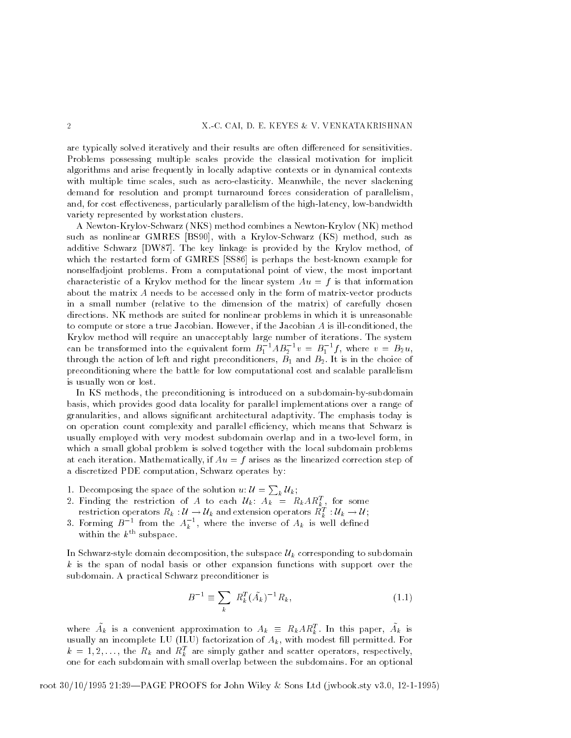are typically solved iteratively and their results are often differenced for sensitivities. Problems possessing multiple scales provide the classical motivation for implicit algorithms and arise frequently in locally adaptive contexts or in dynamical contexts with multiple time scales, such as aero-elasticity. Meanwhile, the never slackening demand for resolution and prompt turnaround forces consideration of parallelism, and, for cost effectiveness, particularly parallelism of the high-latency, low-bandwidth variety represented by workstation clusters.

A Newton-Krylov-Schwarz (NKS) method combines a Newton-Krylov (NK) method such as nonlinear GMRES [BS90], with a Krylov-Schwarz (KS) method, such as additive Schwarz [DW87]. The key linkage is provided by the Krylov method, of which the restarted form of GMRES [SS86] is perhaps the best-known example for nonselfadjoint problems. From a computational point of view, the most important characteristic of a Krylov method for the linear system $Au = f$ is that information about the matrix $A$ needs to be accessed only in the form of matrix-vector products in a small number (relative to the dimension of the matrix) of carefully chosen directions. NK methods are suited for nonlinear problems in which it is unreasonable to compute or store a true Jacobian. However, if the Jacobian $A$ is ill-conditioned, the Krylov method will require an unacceptably large number of iterations. The system can be transformed into the equivalent form $B_1^{-1}AB_2^{-1}v = B_1^{-1}f$, where $v = B_2u$, through the action of left and right preconditioners, $B_1$ and $B_2$. It is in the choice of preconditioning where the battle for low computational cost and scalable parallelism is usually won or lost.

In KS methods, the preconditioning is introduced on a subdomain-by-subdomain basis, which provides good data locality for parallel implementations over a range of granularities, and allows significant architectural adaptivity. The emphasis today is on operation count complexity and parallel efficiency, which means that Schwarz is usually employed with very modest subdomain overlap and in a two-level form, in which a small global problem is solved together with the local subdomain problems at each iteration. Mathematically, if $Au = f$ arises as the linearized correction step of a discretized PDE computation, Schwarz operates by:

1. Decomposing the space of the solution $u$: $\mathcal{U} = \sum_k \mathcal{U}_k$;
2. Finding the restriction of $A$ to each $\mathcal{U}_k$: $A_k = R_k A R_k^T$, for some restriction operators $R_k : \mathcal{U} \to \mathcal{U}_k$ and extension operators $R_k^T : \mathcal{U}_k \to \mathcal{U}$;
3. Forming $B^{-1}$ from the $A_k^{-1}$, where the inverse of $A_k$ is well defined within the $k^{\text{th}}$ subspace.

In Schwarz-style domain decomposition, the subspace $\mathcal{U}_k$ corresponding to subdomain $k$ is the span of nodal basis or other expansion functions with support over the subdomain. A practical Schwarz preconditioner is

$$B^{-1} \equiv \sum_k R_k^T (\tilde{A}_k)^{-1} R_k, \tag{1.1}$$

where $\tilde{A}_k$ is a convenient approximation to $A_k \equiv R_k A R_k^T$. In this paper, $\tilde{A}_k$ is usually an incomplete LU (ILU) factorization of $A_k$, with modest fill permitted. For $k = 1, 2, \ldots$, the $R_k$ and $R_k^T$ are simply gather and scatter operators, respectively, one for each subdomain with small overlap between the subdomains. For an optional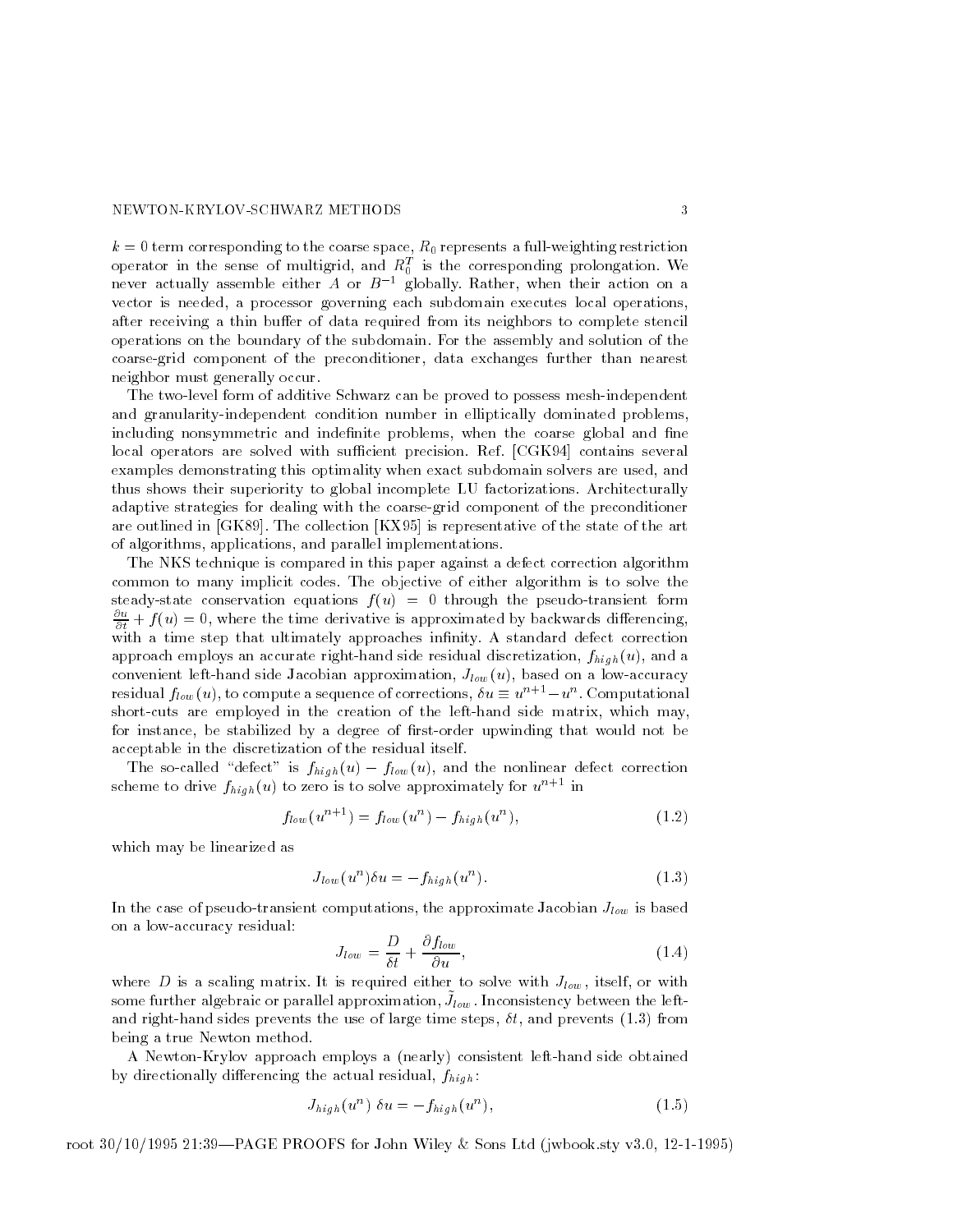$k = 0$ term corresponding to the coarse space, $R_0$ represents a full-weighting restriction operator in the sense of multigrid, and $R_0^T$ is the corresponding prolongation. We never actually assemble either $A$ or $B^{-1}$ globally. Rather, when their action on a vector is needed, a processor governing each subdomain executes local operations, after receiving a thin buffer of data required from its neighbors to complete stencil operations on the boundary of the subdomain. For the assembly and solution of the coarse-grid component of the preconditioner, data exchanges further than nearest neighbor must generally occur.

The two-level form of additive Schwarz can be proved to possess mesh-independent and granularity-independent condition number in elliptically dominated problems, including nonsymmetric and indefinite problems, when the coarse global and fine local operators are solved with sufficient precision. Ref. [CGK94] contains several examples demonstrating this optimality when exact subdomain solvers are used, and thus shows their superiority to global incomplete LU factorizations. Architecturally adaptive strategies for dealing with the coarse-grid component of the preconditioner are outlined in [GK89]. The collection [KX95] is representative of the state of the art of algorithms, applications, and parallel implementations.

The NKS technique is compared in this paper against a defect correction algorithm common to many implicit codes. The objective of either algorithm is to solve the steady-state conservation equations $f(u) = 0$ through the pseudo-transient form $\frac{\partial u}{\partial t} + f(u) = 0$, where the time derivative is approximated by backwards differencing, with a time step that ultimately approaches infinity. A standard defect correction approach employs an accurate right-hand side residual discretization, $f_{high}(u)$, and a convenient left-hand side Jacobian approximation, $J_{low}(u)$, based on a low-accuracy residual $f_{low}(u)$, to compute a sequence of corrections, $\delta u \equiv u^{n+1} - u^n$. Computational short-cuts are employed in the creation of the left-hand side matrix, which may, for instance, be stabilized by a degree of first-order upwinding that would not be acceptable in the discretization of the residual itself.

The so-called "defect" is $f_{high}(u) - f_{low}(u)$, and the nonlinear defect correction scheme to drive $f_{high}(u)$ to zero is to solve approximately for $u^{n+1}$ in

$$f_{low}(u^{n+1}) = f_{low}(u^n) - f_{high}(u^n), \tag{1.2}$$

which may be linearized as

$$J_{low}(u^n)\delta u = -f_{high}(u^n). \tag{1.3}$$

In the case of pseudo-transient computations, the approximate Jacobian $J_{low}$ is based on a low-accuracy residual:

$$J_{low} = \frac{D}{\delta t} + \frac{\partial f_{low}}{\partial u}, \tag{1.4}$$

where $D$ is a scaling matrix. It is required either to solve with $J_{low}$, itself, or with some further algebraic or parallel approximation, $\tilde{J}_{low}$. Inconsistency between the left- and right-hand sides prevents the use of large time steps, $\delta t$, and prevents (1.3) from being a true Newton method.

A Newton-Krylov approach employs a (nearly) consistent left-hand side obtained by directionally differencing the actual residual, $f_{high}$:

$$J_{high}(u^n)\ \delta u = -f_{high}(u^n), \tag{1.5}$$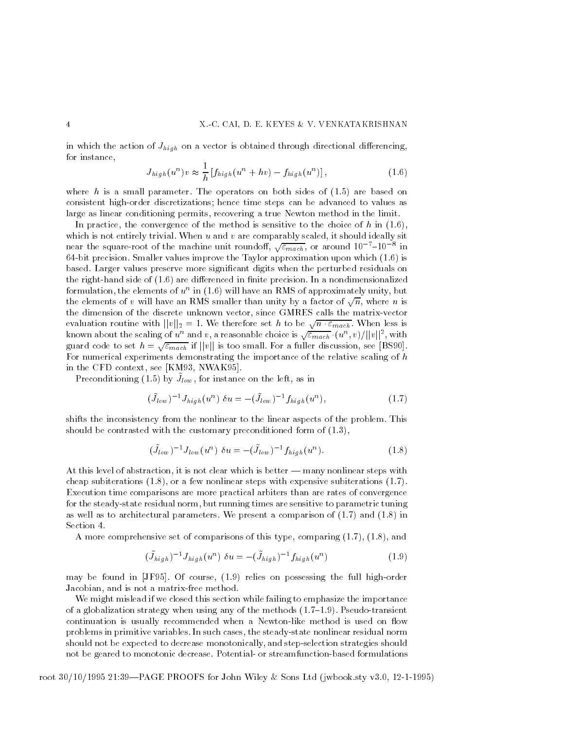in which the action of $J_{high}$ on a vector is obtained through directional differencing, for instance,

$$J_{high}(u^n)v \approx \frac{1}{h}\left[f_{high}(u^n + hv) - f_{high}(u^n)\right], \tag{1.6}$$

where $h$ is a small parameter. The operators on both sides of (1.5) are based on consistent high-order discretizations; hence time steps can be advanced to values as large as linear conditioning permits, recovering a true Newton method in the limit.

In practice, the convergence of the method is sensitive to the choice of $h$ in (1.6), which is not entirely trivial. When $u$ and $v$ are comparably scaled, it should ideally sit near the square-root of the machine unit roundoff, $\sqrt{\varepsilon_{mach}}$, or around $10^{-7}$–$10^{-8}$ in 64-bit precision. Smaller values improve the Taylor approximation upon which (1.6) is based. Larger values preserve more significant digits when the perturbed residuals on the right-hand side of (1.6) are differenced in finite precision. In a nondimensionalized formulation, the elements of $u^n$ in (1.6) will have an RMS of approximately unity, but the elements of $v$ will have an RMS smaller than unity by a factor of $\sqrt{n}$, where $n$ is the dimension of the discrete unknown vector, since GMRES calls the matrix-vector evaluation routine with $||v||_2 = 1$. We therefore set $h$ to be $\sqrt{n \cdot \varepsilon_{mach}}$. When less is known about the scaling of $u^n$ and $v$, a reasonable choice is $\sqrt{\varepsilon_{mach}} \cdot (u^n, v)/||v||^2$, with guard code to set $h = \sqrt{\varepsilon_{mach}}$ if $||v||$ is too small. For a fuller discussion, see [BS90]. For numerical experiments demonstrating the importance of the relative scaling of $h$ in the CFD context, see [KM93, NWAK95].

Preconditioning (1.5) by $\tilde{J}_{low}$, for instance on the left, as in

$$(\tilde{J}_{low})^{-1} J_{high}(u^n)\ \delta u = -(\tilde{J}_{low})^{-1} f_{high}(u^n), \tag{1.7}$$

shifts the inconsistency from the nonlinear to the linear aspects of the problem. This should be contrasted with the customary preconditioned form of (1.3),

$$(\tilde{J}_{low})^{-1} J_{low}(u^n)\ \delta u = -(\tilde{J}_{low})^{-1} f_{high}(u^n). \tag{1.8}$$

At this level of abstraction, it is not clear which is better — many nonlinear steps with cheap subiterations (1.8), or a few nonlinear steps with expensive subiterations (1.7). Execution time comparisons are more practical arbiters than are rates of convergence for the steady-state residual norm, but running times are sensitive to parametric tuning as well as to architectural parameters. We present a comparison of (1.7) and (1.8) in Section 4.

A more comprehensive set of comparisons of this type, comparing (1.7), (1.8), and

$$(\tilde{J}_{high})^{-1} J_{high}(u^n)\ \delta u = -(\tilde{J}_{high})^{-1} f_{high}(u^n) \tag{1.9}$$

may be found in [JF95]. Of course, (1.9) relies on possessing the full high-order Jacobian, and is not a matrix-free method.

We might mislead if we closed this section while failing to emphasize the importance of a globalization strategy when using any of the methods (1.7–1.9). Pseudo-transient continuation is usually recommended when a Newton-like method is used on flow problems in primitive variables. In such cases, the steady-state nonlinear residual norm should not be expected to decrease monotonically, and step-selection strategies should not be geared to monotonic decrease. Potential- or streamfunction-based formulations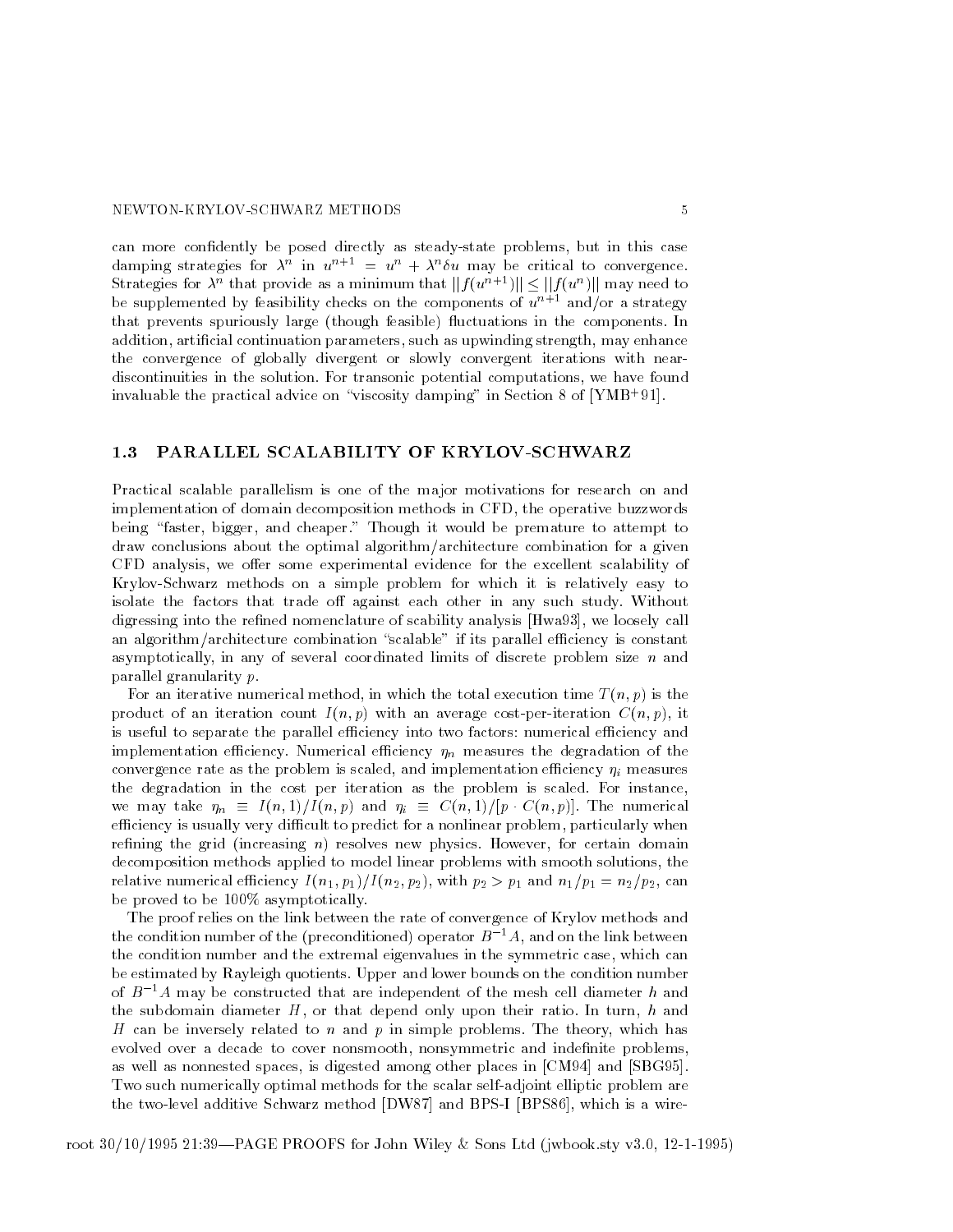can more confidently be posed directly as steady-state problems, but in this case damping strategies for $\lambda^n$ in $u^{n+1} = u^n + \lambda^n \delta u$ may be critical to convergence. Strategies for $\lambda^n$ that provide as a minimum that $||f(u^{n+1})|| \leq ||f(u^n)||$ may need to be supplemented by feasibility checks on the components of $u^{n+1}$ and/or a strategy that prevents spuriously large (though feasible) fluctuations in the components. In addition, artificial continuation parameters, such as upwinding strength, may enhance the convergence of globally divergent or slowly convergent iterations with near-discontinuities in the solution. For transonic potential computations, we have found invaluable the practical advice on "viscosity damping" in Section 8 of [YMB+91].

## 1.3 PARALLEL SCALABILITY OF KRYLOV-SCHWARZ

Practical scalable parallelism is one of the major motivations for research on and implementation of domain decomposition methods in CFD, the operative buzzwords being "faster, bigger, and cheaper." Though it would be premature to attempt to draw conclusions about the optimal algorithm/architecture combination for a given CFD analysis, we offer some experimental evidence for the excellent scalability of Krylov-Schwarz methods on a simple problem for which it is relatively easy to isolate the factors that trade off against each other in any such study. Without digressing into the refined nomenclature of scability analysis [Hwa93], we loosely call an algorithm/architecture combination "scalable" if its parallel efficiency is constant asymptotically, in any of several coordinated limits of discrete problem size $n$ and parallel granularity $p$.

For an iterative numerical method, in which the total execution time $T(n,p)$ is the product of an iteration count $I(n,p)$ with an average cost-per-iteration $C(n,p)$, it is useful to separate the parallel efficiency into two factors: numerical efficiency and implementation efficiency. Numerical efficiency $\eta_n$ measures the degradation of the convergence rate as the problem is scaled, and implementation efficiency $\eta_i$ measures the degradation in the cost per iteration as the problem is scaled. For instance, we may take $\eta_n \equiv I(n,1)/I(n,p)$ and $\eta_i \equiv C(n,1)/[p \cdot C(n,p)]$. The numerical efficiency is usually very difficult to predict for a nonlinear problem, particularly when refining the grid (increasing $n$) resolves new physics. However, for certain domain decomposition methods applied to model linear problems with smooth solutions, the relative numerical efficiency $I(n_1,p_1)/I(n_2,p_2)$, with $p_2 > p_1$ and $n_1/p_1 = n_2/p_2$, can be proved to be 100% asymptotically.

The proof relies on the link between the rate of convergence of Krylov methods and the condition number of the (preconditioned) operator $B^{-1}A$, and on the link between the condition number and the extremal eigenvalues in the symmetric case, which can be estimated by Rayleigh quotients. Upper and lower bounds on the condition number of $B^{-1}A$ may be constructed that are independent of the mesh cell diameter $h$ and the subdomain diameter $H$, or that depend only upon their ratio. In turn, $h$ and $H$ can be inversely related to $n$ and $p$ in simple problems. The theory, which has evolved over a decade to cover nonsmooth, nonsymmetric and indefinite problems, as well as nonnested spaces, is digested among other places in [CM94] and [SBG95]. Two such numerically optimal methods for the scalar self-adjoint elliptic problem are the two-level additive Schwarz method [DW87] and BPS-I [BPS86], which is a wire-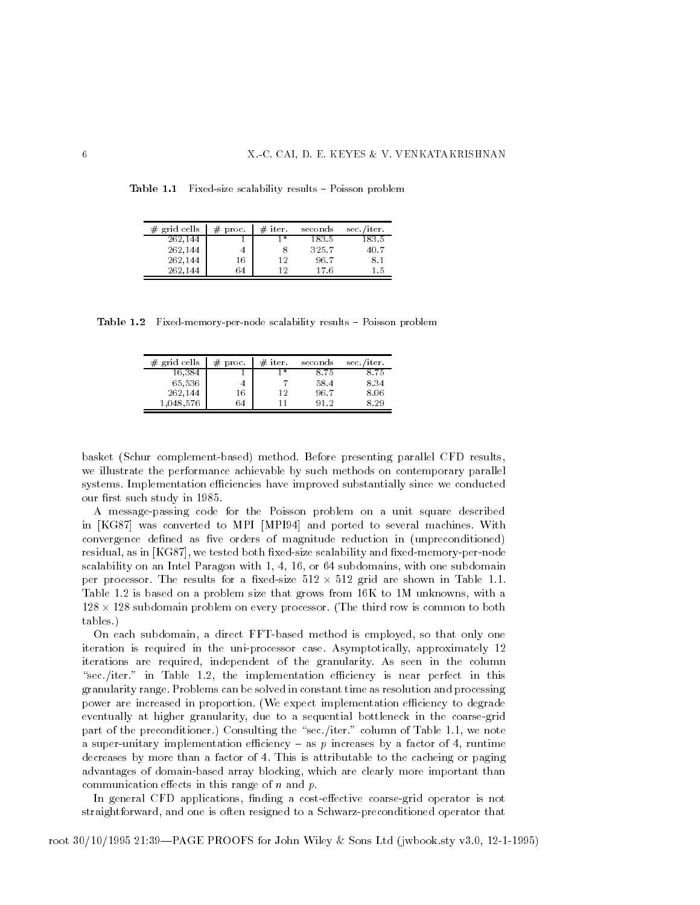**Table 1.1** Fixed-size scalability results – Poisson problem

| # grid cells | # proc. | # iter. | seconds | sec./iter. |
|---|---|---|---|---|
| 262,144 | 1 | 1* | 183.5 | 183.5 |
| 262,144 | 4 | 8 | 325.7 | 40.7 |
| 262,144 | 16 | 12 | 96.7 | 8.1 |
| 262,144 | 64 | 12 | 17.6 | 1.5 |

**Table 1.2** Fixed-memory-per-node scalability results – Poisson problem

| # grid cells | # proc. | # iter. | seconds | sec./iter. |
|---|---|---|---|---|
| 16,384 | 1 | 1* | 8.75 | 8.75 |
| 65,536 | 4 | 7 | 58.4 | 8.34 |
| 262,144 | 16 | 12 | 96.7 | 8.06 |
| 1,048,576 | 64 | 11 | 91.2 | 8.29 |

basket (Schur complement-based) method. Before presenting parallel CFD results, we illustrate the performance achievable by such methods on contemporary parallel systems. Implementation efficiencies have improved substantially since we conducted our first such study in 1985.

A message-passing code for the Poisson problem on a unit square described in [KG87] was converted to MPI [MPI94] and ported to several machines. With convergence defined as five orders of magnitude reduction in (unpreconditioned) residual, as in [KG87], we tested both fixed-size scalability and fixed-memory-per-node scalability on an Intel Paragon with 1, 4, 16, or 64 subdomains, with one subdomain per processor. The results for a fixed-size $512 \times 512$ grid are shown in Table 1.1. Table 1.2 is based on a problem size that grows from 16K to 1M unknowns, with a $128 \times 128$ subdomain problem on every processor. (The third row is common to both tables.)

On each subdomain, a direct FFT-based method is employed, so that only one iteration is required in the uni-processor case. Asymptotically, approximately 12 iterations are required, independent of the granularity. As seen in the column "sec./iter." in Table 1.2, the implementation efficiency is near perfect in this granularity range. Problems can be solved in constant time as resolution and processing power are increased in proportion. (We expect implementation efficiency to degrade eventually at higher granularity, due to a sequential bottleneck in the coarse-grid part of the preconditioner.) Consulting the "sec./iter." column of Table 1.1, we note a super-unitary implementation efficiency – as $p$ increases by a factor of 4, runtime decreases by more than a factor of 4. This is attributable to the cacheing or paging advantages of domain-based array blocking, which are clearly more important than communication effects in this range of $n$ and $p$.

In general CFD applications, finding a cost-effective coarse-grid operator is not straightforward, and one is often resigned to a Schwarz-preconditioned operator that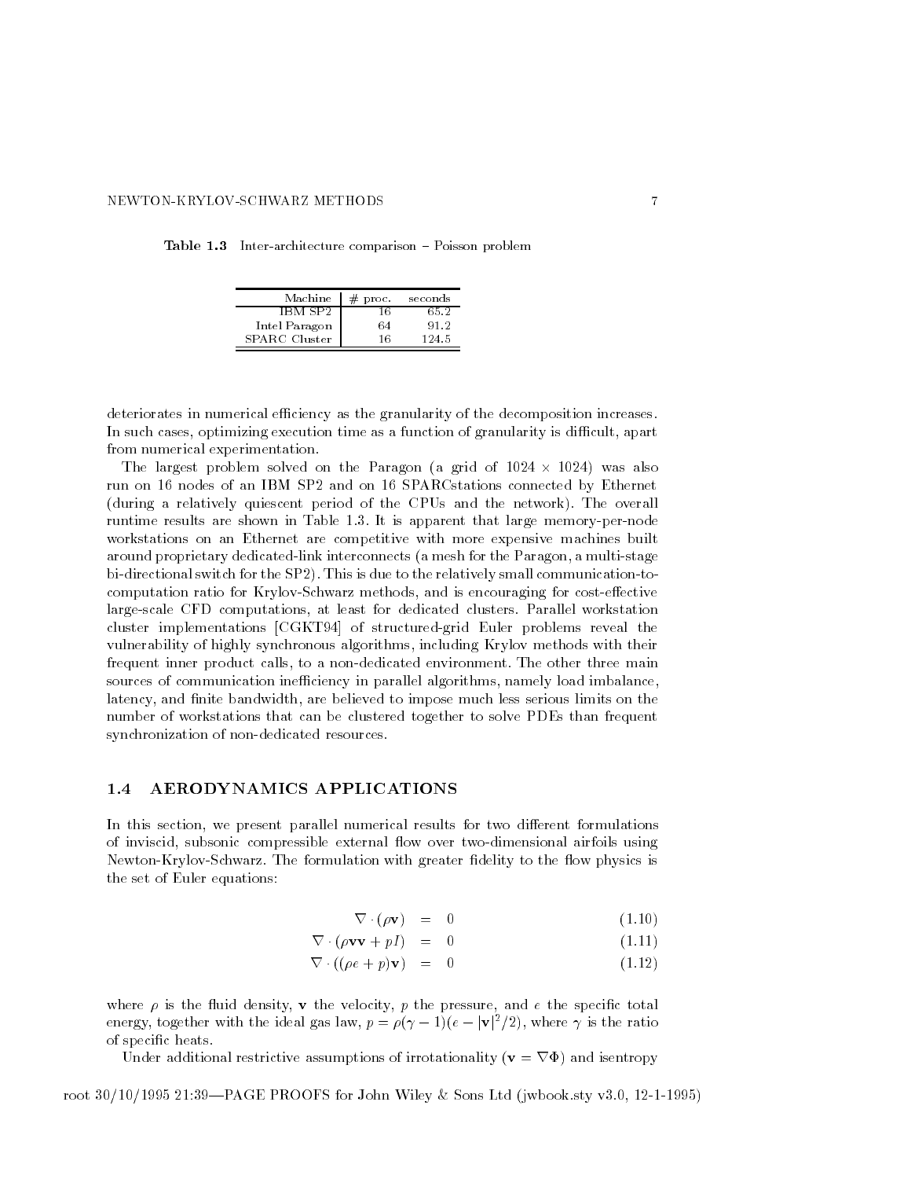**Table 1.3** Inter-architecture comparison – Poisson problem

| Machine | # proc. | seconds |
|---|---|---|
| IBM SP2 | 16 | 65.2 |
| Intel Paragon | 64 | 91.2 |
| SPARC Cluster | 16 | 124.5 |

deteriorates in numerical efficiency as the granularity of the decomposition increases. In such cases, optimizing execution time as a function of granularity is difficult, apart from numerical experimentation.

The largest problem solved on the Paragon (a grid of $1024 \times 1024$) was also run on 16 nodes of an IBM SP2 and on 16 SPARCstations connected by Ethernet (during a relatively quiescent period of the CPUs and the network). The overall runtime results are shown in Table 1.3. It is apparent that large memory-per-node workstations on an Ethernet are competitive with more expensive machines built around proprietary dedicated-link interconnects (a mesh for the Paragon, a multi-stage bi-directional switch for the SP2). This is due to the relatively small communication-to-computation ratio for Krylov-Schwarz methods, and is encouraging for cost-effective large-scale CFD computations, at least for dedicated clusters. Parallel workstation cluster implementations [CGKT94] of structured-grid Euler problems reveal the vulnerability of highly synchronous algorithms, including Krylov methods with their frequent inner product calls, to a non-dedicated environment. The other three main sources of communication inefficiency in parallel algorithms, namely load imbalance, latency, and finite bandwidth, are believed to impose much less serious limits on the number of workstations that can be clustered together to solve PDEs than frequent synchronization of non-dedicated resources.

## 1.4 AERODYNAMICS APPLICATIONS

In this section, we present parallel numerical results for two different formulations of inviscid, subsonic compressible external flow over two-dimensional airfoils using Newton-Krylov-Schwarz. The formulation with greater fidelity to the flow physics is the set of Euler equations:

$$\nabla \cdot (\rho \mathbf{v}) = 0 \tag{1.10}$$

$$\nabla \cdot (\rho \mathbf{v}\mathbf{v} + pI) = 0 \tag{1.11}$$

$$\nabla \cdot ((\rho e + p)\mathbf{v}) = 0 \tag{1.12}$$

where $\rho$ is the fluid density, $\mathbf{v}$ the velocity, $p$ the pressure, and $e$ the specific total energy, together with the ideal gas law, $p = \rho(\gamma - 1)(e - |\mathbf{v}|^2/2)$, where $\gamma$ is the ratio of specific heats.

Under additional restrictive assumptions of irrotationality ($\mathbf{v} = \nabla \Phi$) and isentropy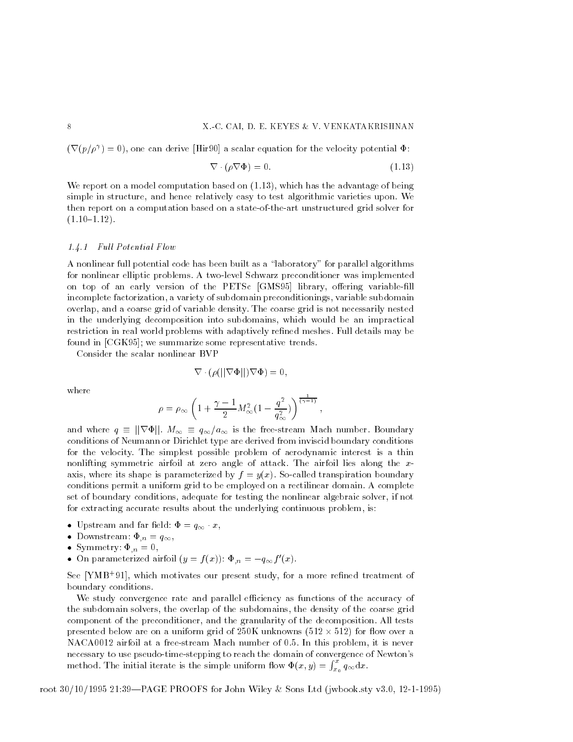$(\nabla(p/\rho^\gamma) = 0)$, one can derive [Hir90] a scalar equation for the velocity potential $\Phi$:

$$\nabla \cdot (\rho \nabla \Phi) = 0. \tag{1.13}$$

We report on a model computation based on (1.13), which has the advantage of being simple in structure, and hence relatively easy to test algorithmic varieties upon. We then report on a computation based on a state-of-the-art unstructured grid solver for (1.10–1.12).

### 1.4.1 *Full Potential Flow*

A nonlinear full potential code has been built as a "laboratory" for parallel algorithms for nonlinear elliptic problems. A two-level Schwarz preconditioner was implemented on top of an early version of the PETSc [GMS95] library, offering variable-fill incomplete factorization, a variety of subdomain preconditionings, variable subdomain overlap, and a coarse grid of variable density. The coarse grid is not necessarily nested in the underlying decomposition into subdomains, which would be an impractical restriction in real world problems with adaptively refined meshes. Full details may be found in [CGK95]; we summarize some representative trends.

Consider the scalar nonlinear BVP

$$\nabla \cdot (\rho(||\nabla \Phi||) \nabla \Phi) = 0,$$

where

$$\rho = \rho_\infty \left( 1 + \frac{\gamma - 1}{2} M_\infty^2 (1 - \frac{q^2}{q_\infty^2}) \right)^{\frac{1}{(\gamma-1)}},$$

and where $q \equiv ||\nabla \Phi||$. $M_\infty \equiv q_\infty / a_\infty$ is the free-stream Mach number. Boundary conditions of Neumann or Dirichlet type are derived from inviscid boundary conditions for the velocity. The simplest possible problem of aerodynamic interest is a thin nonlifting symmetric airfoil at zero angle of attack. The airfoil lies along the $x$-axis, where its shape is parameterized by $f = y(x)$. So-called transpiration boundary conditions permit a uniform grid to be employed on a rectilinear domain. A complete set of boundary conditions, adequate for testing the nonlinear algebraic solver, if not for extracting accurate results about the underlying continuous problem, is:

- Upstream and far field: $\Phi = q_\infty \cdot x$,
- Downstream: $\Phi_{,n} = q_\infty$,
- Symmetry: $\Phi_{,n} = 0$,
- On parameterized airfoil $(y = f(x))$: $\Phi_{,n} = -q_\infty f'(x)$.

See [YMB+91], which motivates our present study, for a more refined treatment of boundary conditions.

We study convergence rate and parallel efficiency as functions of the accuracy of the subdomain solvers, the overlap of the subdomains, the density of the coarse grid component of the preconditioner, and the granularity of the decomposition. All tests presented below are on a uniform grid of 250K unknowns ($512 \times 512$) for flow over a NACA0012 airfoil at a free-stream Mach number of 0.5. In this problem, it is never necessary to use pseudo-time-stepping to reach the domain of convergence of Newton's method. The initial iterate is the simple uniform flow $\Phi(x, y) = \int_{x_0}^{x} q_\infty \mathrm{d}x$.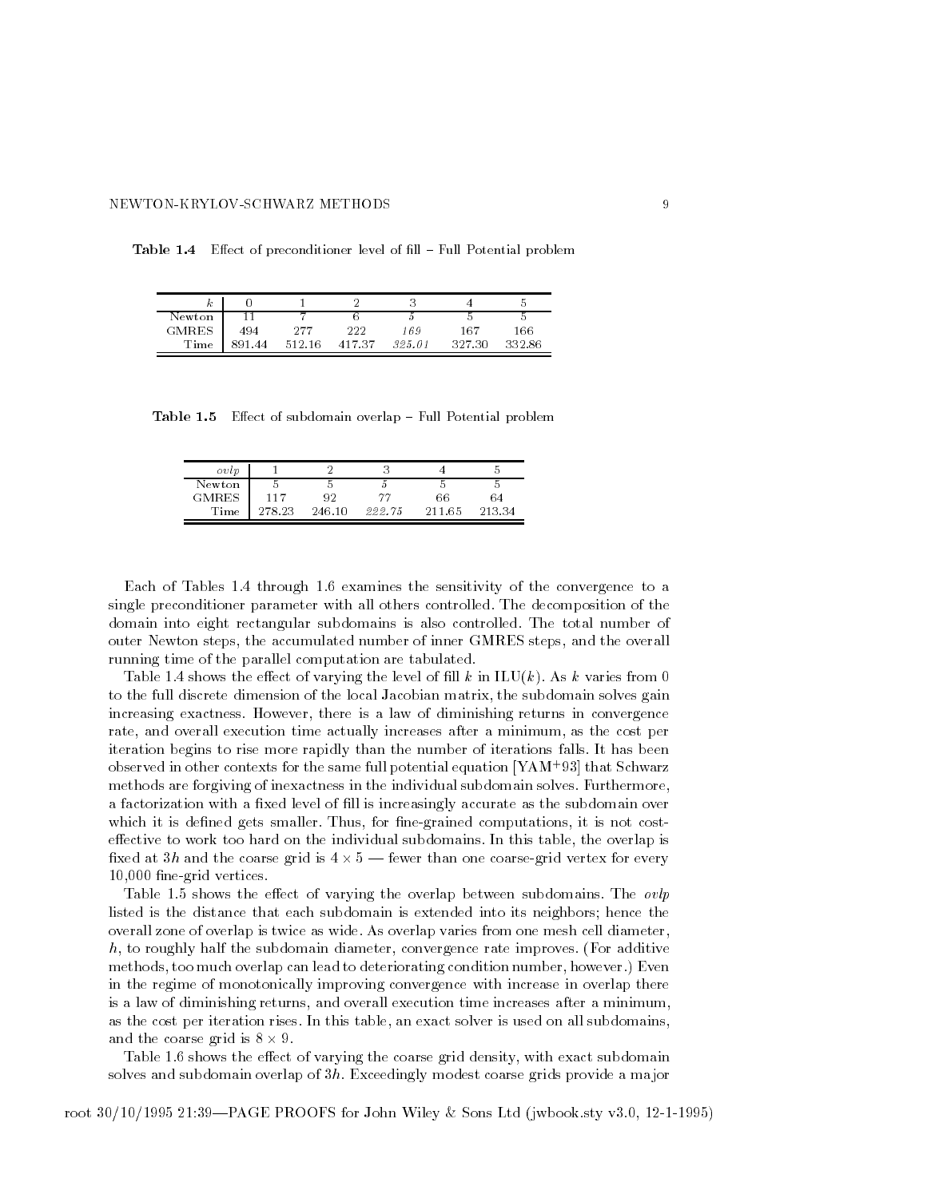**Table 1.4** Effect of preconditioner level of fill – Full Potential problem

| $k$ | 0 | 1 | 2 | 3 | 4 | 5 |
|---|---|---|---|---|---|---|
| Newton | 11 | 7 | 6 | *5* | 5 | 5 |
| GMRES | 494 | 277 | 222 | *169* | 167 | 166 |
| Time | 891.44 | 512.16 | 417.37 | *325.01* | 327.30 | 332.86 |

**Table 1.5** Effect of subdomain overlap – Full Potential problem

| *ovlp* | 1 | 2 | 3 | 4 | 5 |
|---|---|---|---|---|---|
| Newton | 5 | 5 | *5* | 5 | 5 |
| GMRES | 117 | 92 | *77* | 66 | 64 |
| Time | 278.23 | 246.10 | *222.75* | 211.65 | 213.34 |

Each of Tables 1.4 through 1.6 examines the sensitivity of the convergence to a single preconditioner parameter with all others controlled. The decomposition of the domain into eight rectangular subdomains is also controlled. The total number of outer Newton steps, the accumulated number of inner GMRES steps, and the overall running time of the parallel computation are tabulated.

Table 1.4 shows the effect of varying the level of fill $k$ in ILU($k$). As $k$ varies from 0 to the full discrete dimension of the local Jacobian matrix, the subdomain solves gain increasing exactness. However, there is a law of diminishing returns in convergence rate, and overall execution time actually increases after a minimum, as the cost per iteration begins to rise more rapidly than the number of iterations falls. It has been observed in other contexts for the same full potential equation [YAM+93] that Schwarz methods are forgiving of inexactness in the individual subdomain solves. Furthermore, a factorization with a fixed level of fill is increasingly accurate as the subdomain over which it is defined gets smaller. Thus, for fine-grained computations, it is not cost-effective to work too hard on the individual subdomains. In this table, the overlap is fixed at $3h$ and the coarse grid is $4 \times 5$ — fewer than one coarse-grid vertex for every 10,000 fine-grid vertices.

Table 1.5 shows the effect of varying the overlap between subdomains. The *ovlp* listed is the distance that each subdomain is extended into its neighbors; hence the overall zone of overlap is twice as wide. As overlap varies from one mesh cell diameter, $h$, to roughly half the subdomain diameter, convergence rate improves. (For additive methods, too much overlap can lead to deteriorating condition number, however.) Even in the regime of monotonically improving convergence with increase in overlap there is a law of diminishing returns, and overall execution time increases after a minimum, as the cost per iteration rises. In this table, an exact solver is used on all subdomains, and the coarse grid is $8 \times 9$.

Table 1.6 shows the effect of varying the coarse grid density, with exact subdomain solves and subdomain overlap of $3h$. Exceedingly modest coarse grids provide a major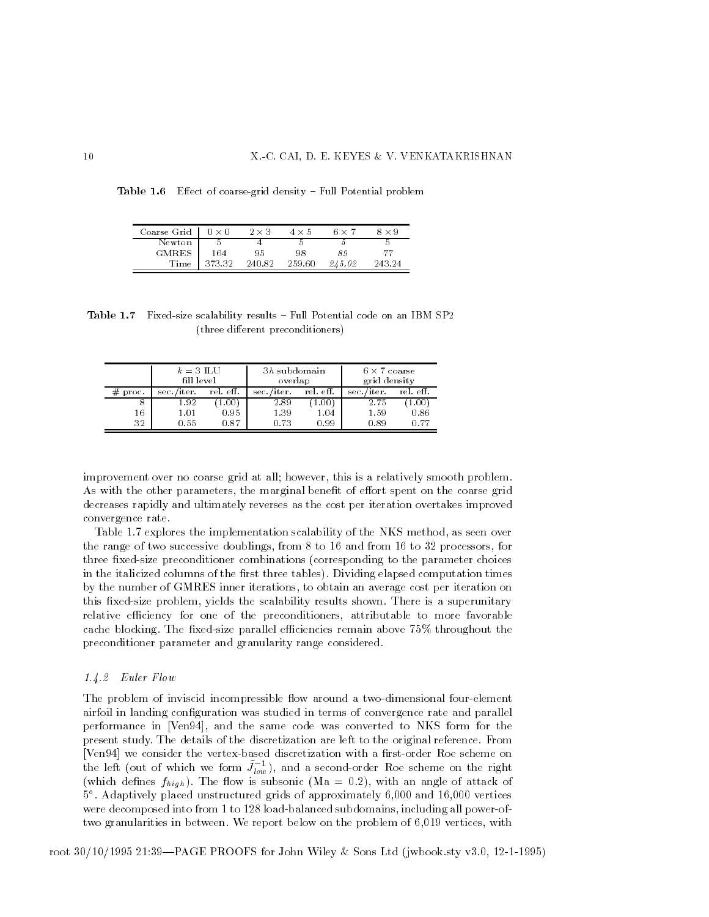**Table 1.6** Effect of coarse-grid density – Full Potential problem

| Coarse Grid | $0 \times 0$ | $2 \times 3$ | $4 \times 5$ | $6 \times 7$ | $8 \times 9$ |
|---|---|---|---|---|---|
| Newton | 5 | 4 | 5 | *5* | 5 |
| GMRES | 164 | 95 | 98 | *89* | 77 |
| Time | 373.32 | 240.82 | 259.60 | *245.02* | 243.24 |

**Table 1.7** Fixed-size scalability results – Full Potential code on an IBM SP2 (three different preconditioners)

| | $k = 3$ ILU fill level | | $3h$ subdomain overlap | | $6 \times 7$ coarse grid density | |
|---|---|---|---|---|---|---|
| # proc. | sec./iter. | rel. eff. | sec./iter. | rel. eff. | sec./iter. | rel. eff. |
| 8 | 1.92 | (1.00) | 2.89 | (1.00) | 2.75 | (1.00) |
| 16 | 1.01 | 0.95 | 1.39 | 1.04 | 1.59 | 0.86 |
| 32 | 0.55 | 0.87 | 0.73 | 0.99 | 0.89 | 0.77 |

improvement over no coarse grid at all; however, this is a relatively smooth problem. As with the other parameters, the marginal benefit of effort spent on the coarse grid decreases rapidly and ultimately reverses as the cost per iteration overtakes improved convergence rate.

Table 1.7 explores the implementation scalability of the NKS method, as seen over the range of two successive doublings, from 8 to 16 and from 16 to 32 processors, for three fixed-size preconditioner combinations (corresponding to the parameter choices in the italicized columns of the first three tables). Dividing elapsed computation times by the number of GMRES inner iterations, to obtain an average cost per iteration on this fixed-size problem, yields the scalability results shown. There is a superunitary relative efficiency for one of the preconditioners, attributable to more favorable cache blocking. The fixed-size parallel efficiencies remain above 75% throughout the preconditioner parameter and granularity range considered.

### 1.4.2 *Euler Flow*

The problem of inviscid incompressible flow around a two-dimensional four-element airfoil in landing configuration was studied in terms of convergence rate and parallel performance in [Ven94], and the same code was converted to NKS form for the present study. The details of the discretization are left to the original reference. From [Ven94] we consider the vertex-based discretization with a first-order Roe scheme on the left (out of which we form $\tilde{J}_{low}^{-1}$), and a second-order Roe scheme on the right (which defines $f_{high}$). The flow is subsonic (Ma = 0.2), with an angle of attack of $5°$. Adaptively placed unstructured grids of approximately 6,000 and 16,000 vertices were decomposed into from 1 to 128 load-balanced subdomains, including all power-of-two granularities in between. We report below on the problem of 6,019 vertices, with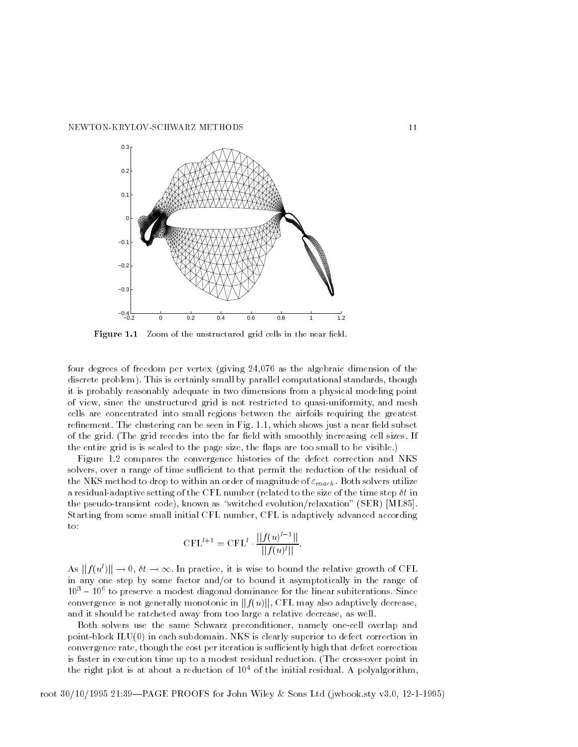Figure 1.1 Zoom of the unstructured grid cells in the near field.

four degrees of freedom per vertex (giving 24,076 as the algebraic dimension of the discrete problem). This is certainly small by parallel computational standards, though it is probably reasonably adequate in two dimensions from a physical modeling point of view, since the unstructured grid is not restricted to quasi-uniformity, and mesh cells are concentrated into small regions between the airfoils requiring the greatest refinement. The clustering can be seen in Fig. 1.1, which shows just a near field subset of the grid. (The grid recedes into the far field with smoothly increasing cell sizes. If the entire grid is is scaled to the page size, the flaps are too small to be visible.)

Figure 1.2 compares the convergence histories of the defect correction and NKS solvers, over a range of time sufficient to that permit the reduction of the residual of the NKS method to drop to within an order of magnitude of $\varepsilon_{mach}$. Both solvers utilize a residual-adaptive setting of the CFL number (related to the size of the time step $\delta t$ in the pseudo-transient code), known as "switched evolution/relaxation" (SER) [ML85]. Starting from some small initial CFL number, CFL is adaptively advanced according to:

$$\mathrm{CFL}^{l+1} = \mathrm{CFL}^{l} \cdot \frac{||f(u)^{l-1}||}{||f(u)^{l}||}.$$

As $||f(u^l)|| \to 0$, $\delta t \to \infty$. In practice, it is wise to bound the relative growth of CFL in any one step by some factor and/or to bound it asymptotically in the range of $10^3$ – $10^6$ to preserve a modest diagonal dominance for the linear subiterations. Since convergence is not generally monotonic in $||f(u)||$, CFL may also adaptively decrease, and it should be ratcheted away from too large a relative decrease, as well.

Both solvers use the same Schwarz preconditioner, namely one-cell overlap and point-block ILU(0) in each subdomain. NKS is clearly superior to defect correction in convergence rate, though the cost per iteration is sufficiently high that defect correction is faster in execution time up to a modest residual reduction. (The cross-over point in the right plot is at about a reduction of $10^4$ of the initial residual. A polyalgorithm,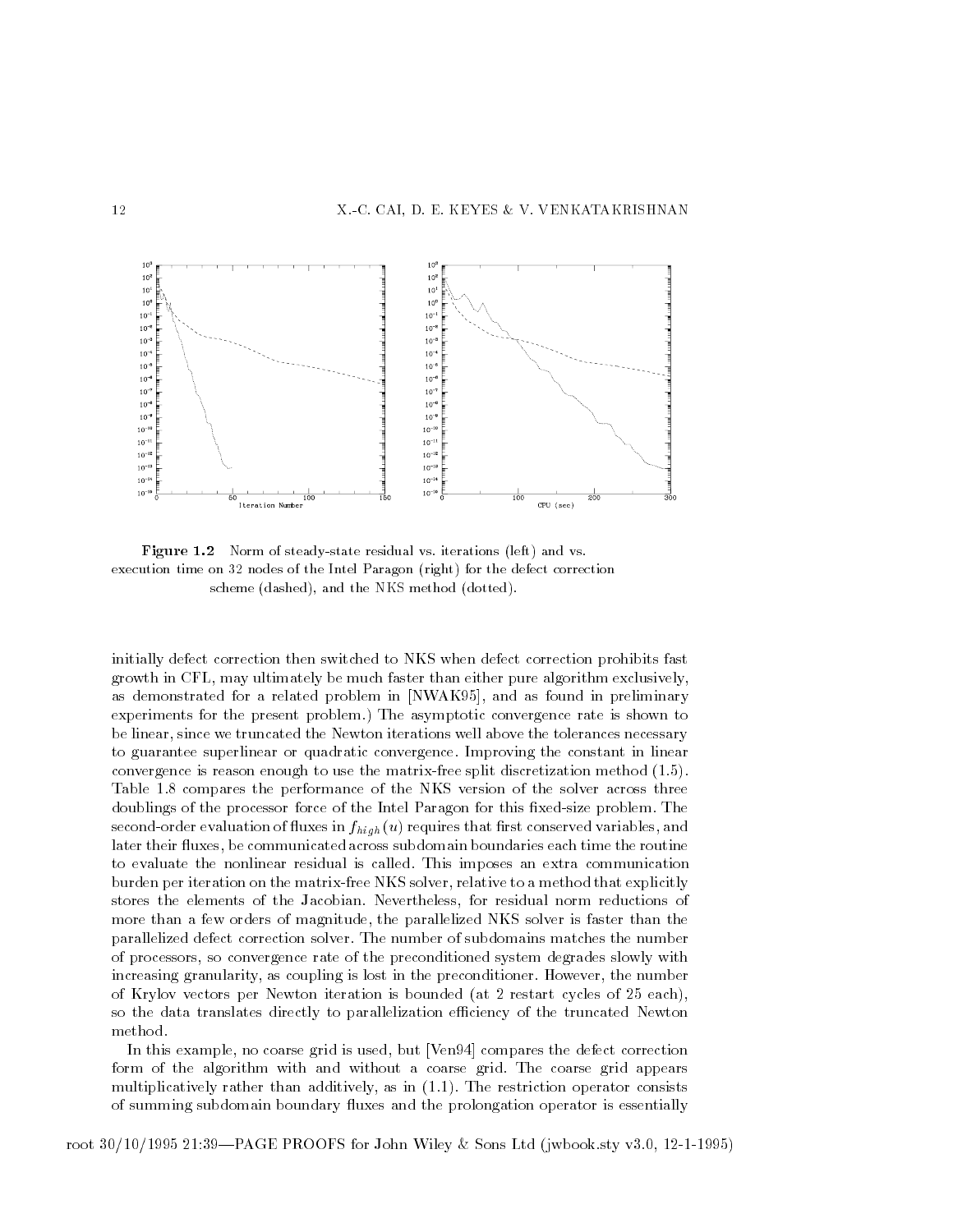**Figure 1.2** Norm of steady-state residual vs. iterations (left) and vs. execution time on 32 nodes of the Intel Paragon (right) for the defect correction scheme (dashed), and the NKS method (dotted).

initially defect correction then switched to NKS when defect correction prohibits fast growth in CFL, may ultimately be much faster than either pure algorithm exclusively, as demonstrated for a related problem in [NWAK95], and as found in preliminary experiments for the present problem.) The asymptotic convergence rate is shown to be linear, since we truncated the Newton iterations well above the tolerances necessary to guarantee superlinear or quadratic convergence. Improving the constant in linear convergence is reason enough to use the matrix-free split discretization method (1.5). Table 1.8 compares the performance of the NKS version of the solver across three doublings of the processor force of the Intel Paragon for this fixed-size problem. The second-order evaluation of fluxes in $f_{high}(u)$ requires that first conserved variables, and later their fluxes, be communicated across subdomain boundaries each time the routine to evaluate the nonlinear residual is called. This imposes an extra communication burden per iteration on the matrix-free NKS solver, relative to a method that explicitly stores the elements of the Jacobian. Nevertheless, for residual norm reductions of more than a few orders of magnitude, the parallelized NKS solver is faster than the parallelized defect correction solver. The number of subdomains matches the number of processors, so convergence rate of the preconditioned system degrades slowly with increasing granularity, as coupling is lost in the preconditioner. However, the number of Krylov vectors per Newton iteration is bounded (at 2 restart cycles of 25 each), so the data translates directly to parallelization efficiency of the truncated Newton method.

In this example, no coarse grid is used, but [Ven94] compares the defect correction form of the algorithm with and without a coarse grid. The coarse grid appears multiplicatively rather than additively, as in (1.1). The restriction operator consists of summing subdomain boundary fluxes and the prolongation operator is essentially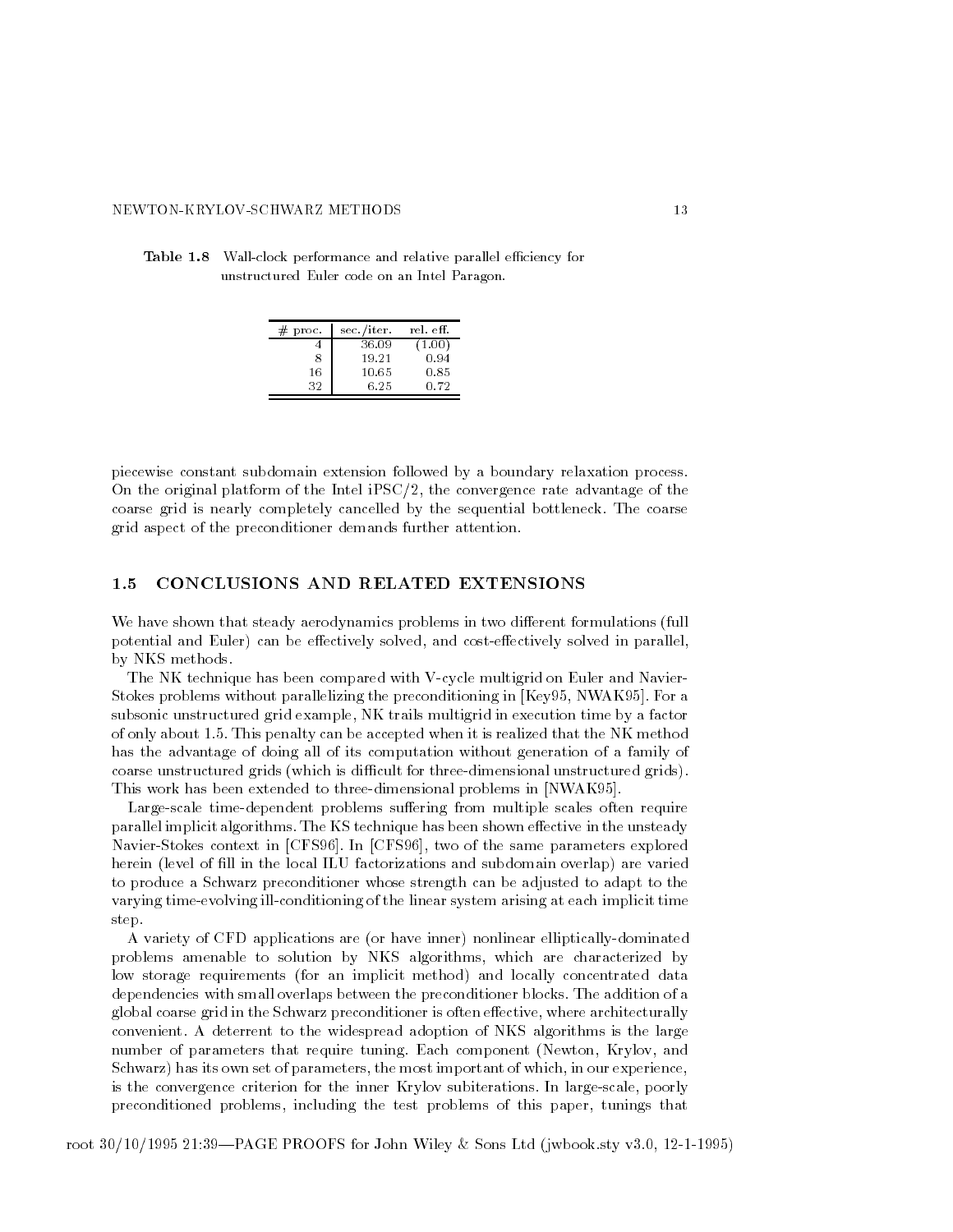**Table 1.8** Wall-clock performance and relative parallel efficiency for unstructured Euler code on an Intel Paragon.

| # proc. | sec./iter. | rel. eff. |
|---|---|---|
| 4 | 36.09 | (1.00) |
| 8 | 19.21 | 0.94 |
| 16 | 10.65 | 0.85 |
| 32 | 6.25 | 0.72 |

piecewise constant subdomain extension followed by a boundary relaxation process. On the original platform of the Intel iPSC/2, the convergence rate advantage of the coarse grid is nearly completely cancelled by the sequential bottleneck. The coarse grid aspect of the preconditioner demands further attention.

## 1.5 CONCLUSIONS AND RELATED EXTENSIONS

We have shown that steady aerodynamics problems in two different formulations (full potential and Euler) can be effectively solved, and cost-effectively solved in parallel, by NKS methods.

The NK technique has been compared with V-cycle multigrid on Euler and Navier-Stokes problems without parallelizing the preconditioning in [Key95, NWAK95]. For a subsonic unstructured grid example, NK trails multigrid in execution time by a factor of only about 1.5. This penalty can be accepted when it is realized that the NK method has the advantage of doing all of its computation without generation of a family of coarse unstructured grids (which is difficult for three-dimensional unstructured grids). This work has been extended to three-dimensional problems in [NWAK95].

Large-scale time-dependent problems suffering from multiple scales often require parallel implicit algorithms. The KS technique has been shown effective in the unsteady Navier-Stokes context in [CFS96]. In [CFS96], two of the same parameters explored herein (level of fill in the local ILU factorizations and subdomain overlap) are varied to produce a Schwarz preconditioner whose strength can be adjusted to adapt to the varying time-evolving ill-conditioning of the linear system arising at each implicit time step.

A variety of CFD applications are (or have inner) nonlinear elliptically-dominated problems amenable to solution by NKS algorithms, which are characterized by low storage requirements (for an implicit method) and locally concentrated data dependencies with small overlaps between the preconditioner blocks. The addition of a global coarse grid in the Schwarz preconditioner is often effective, where architecturally convenient. A deterrent to the widespread adoption of NKS algorithms is the large number of parameters that require tuning. Each component (Newton, Krylov, and Schwarz) has its own set of parameters, the most important of which, in our experience, is the convergence criterion for the inner Krylov subiterations. In large-scale, poorly preconditioned problems, including the test problems of this paper, tunings that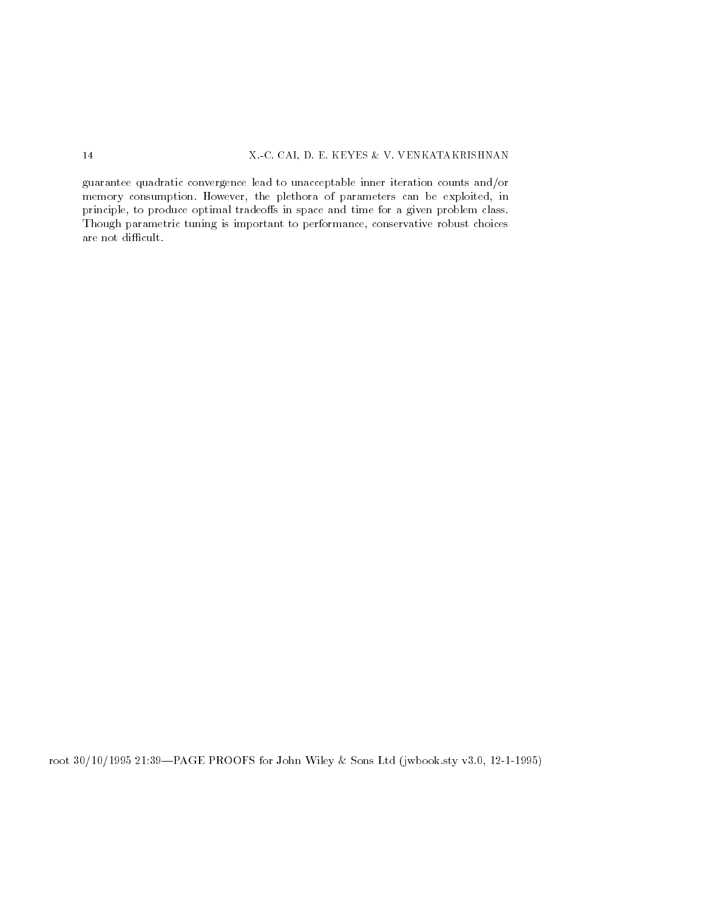guarantee quadratic convergence lead to unacceptable inner iteration counts and/or memory consumption. However, the plethora of parameters can be exploited, in principle, to produce optimal tradeoffs in space and time for a given problem class. Though parametric tuning is important to performance, conservative robust choices are not difficult.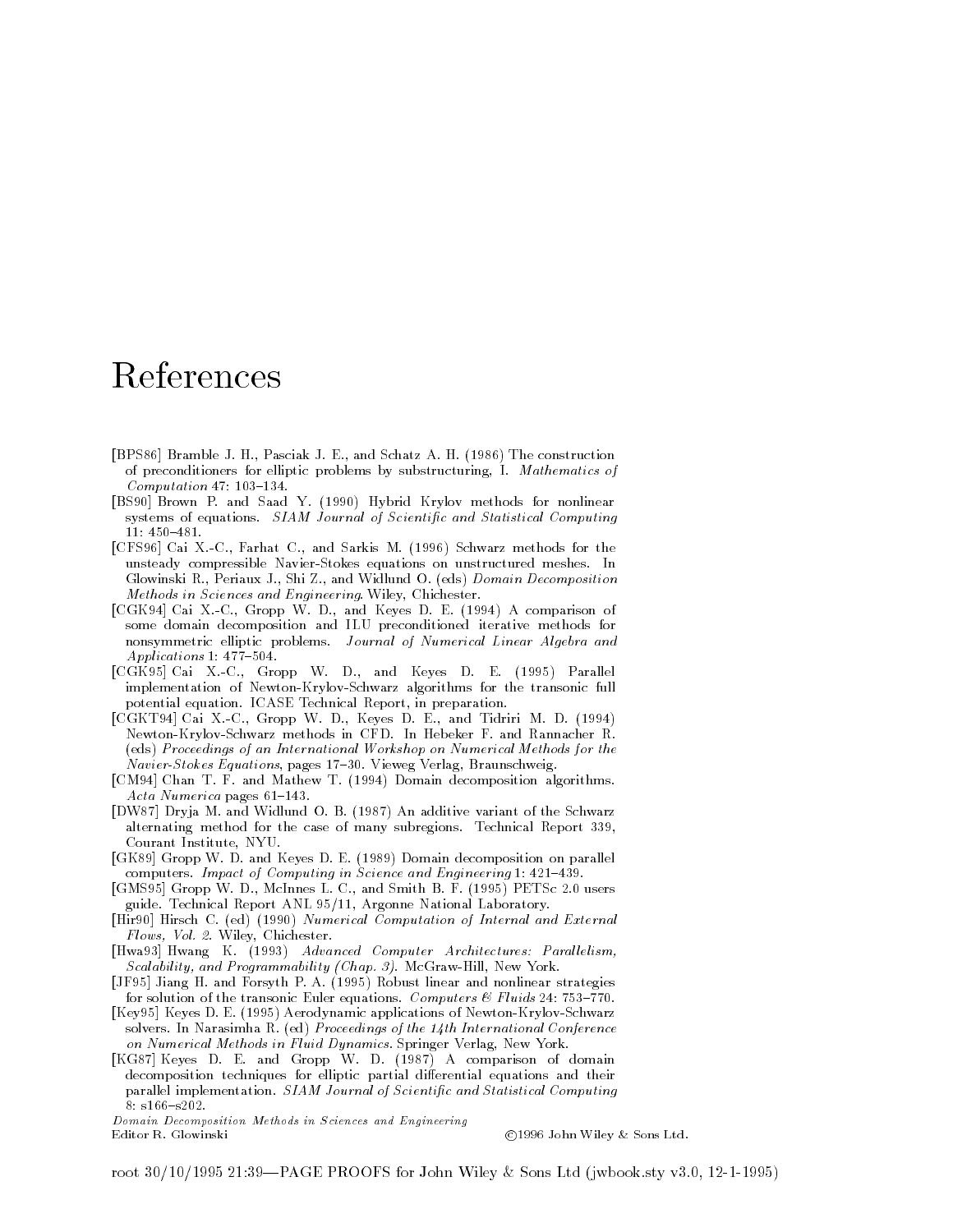# References

[BPS86] Bramble J. H., Pasciak J. E., and Schatz A. H. (1986) The construction of preconditioners for elliptic problems by substructuring, I. *Mathematics of Computation* 47: 103–134.

[BS90] Brown P. and Saad Y. (1990) Hybrid Krylov methods for nonlinear systems of equations. *SIAM Journal of Scientific and Statistical Computing* 11: 450–481.

[CFS96] Cai X.-C., Farhat C., and Sarkis M. (1996) Schwarz methods for the unsteady compressible Navier-Stokes equations on unstructured meshes. In Glowinski R., Periaux J., Shi Z., and Widlund O. (eds) *Domain Decomposition Methods in Sciences and Engineering*. Wiley, Chichester.

[CGK94] Cai X.-C., Gropp W. D., and Keyes D. E. (1994) A comparison of some domain decomposition and ILU preconditioned iterative methods for nonsymmetric elliptic problems. *Journal of Numerical Linear Algebra and Applications* 1: 477–504.

[CGK95] Cai X.-C., Gropp W. D., and Keyes D. E. (1995) Parallel implementation of Newton-Krylov-Schwarz algorithms for the transonic full potential equation. ICASE Technical Report, in preparation.

[CGKT94] Cai X.-C., Gropp W. D., Keyes D. E., and Tidriri M. D. (1994) Newton-Krylov-Schwarz methods in CFD. In Hebeker F. and Rannacher R. (eds) *Proceedings of an International Workshop on Numerical Methods for the Navier-Stokes Equations*, pages 17–30. Vieweg Verlag, Braunschweig.

[CM94] Chan T. F. and Mathew T. (1994) Domain decomposition algorithms. *Acta Numerica* pages 61–143.

[DW87] Dryja M. and Widlund O. B. (1987) An additive variant of the Schwarz alternating method for the case of many subregions. Technical Report 339, Courant Institute, NYU.

[GK89] Gropp W. D. and Keyes D. E. (1989) Domain decomposition on parallel computers. *Impact of Computing in Science and Engineering* 1: 421–439.

[GMS95] Gropp W. D., McInnes L. C., and Smith B. F. (1995) PETSc 2.0 users guide. Technical Report ANL 95/11, Argonne National Laboratory.

[Hir90] Hirsch C. (ed) (1990) *Numerical Computation of Internal and External Flows, Vol. 2*. Wiley, Chichester.

[Hwa93] Hwang K. (1993) *Advanced Computer Architectures: Parallelism, Scalability, and Programmability (Chap. 3)*. McGraw-Hill, New York.

[JF95] Jiang H. and Forsyth P. A. (1995) Robust linear and nonlinear strategies for solution of the transonic Euler equations. *Computers & Fluids* 24: 753–770.

[Key95] Keyes D. E. (1995) Aerodynamic applications of Newton-Krylov-Schwarz solvers. In Narasimha R. (ed) *Proceedings of the 14th International Conference on Numerical Methods in Fluid Dynamics*. Springer Verlag, New York.

[KG87] Keyes D. E. and Gropp W. D. (1987) A comparison of domain decomposition techniques for elliptic partial differential equations and their parallel implementation. *SIAM Journal of Scientific and Statistical Computing* 8: s166–s202.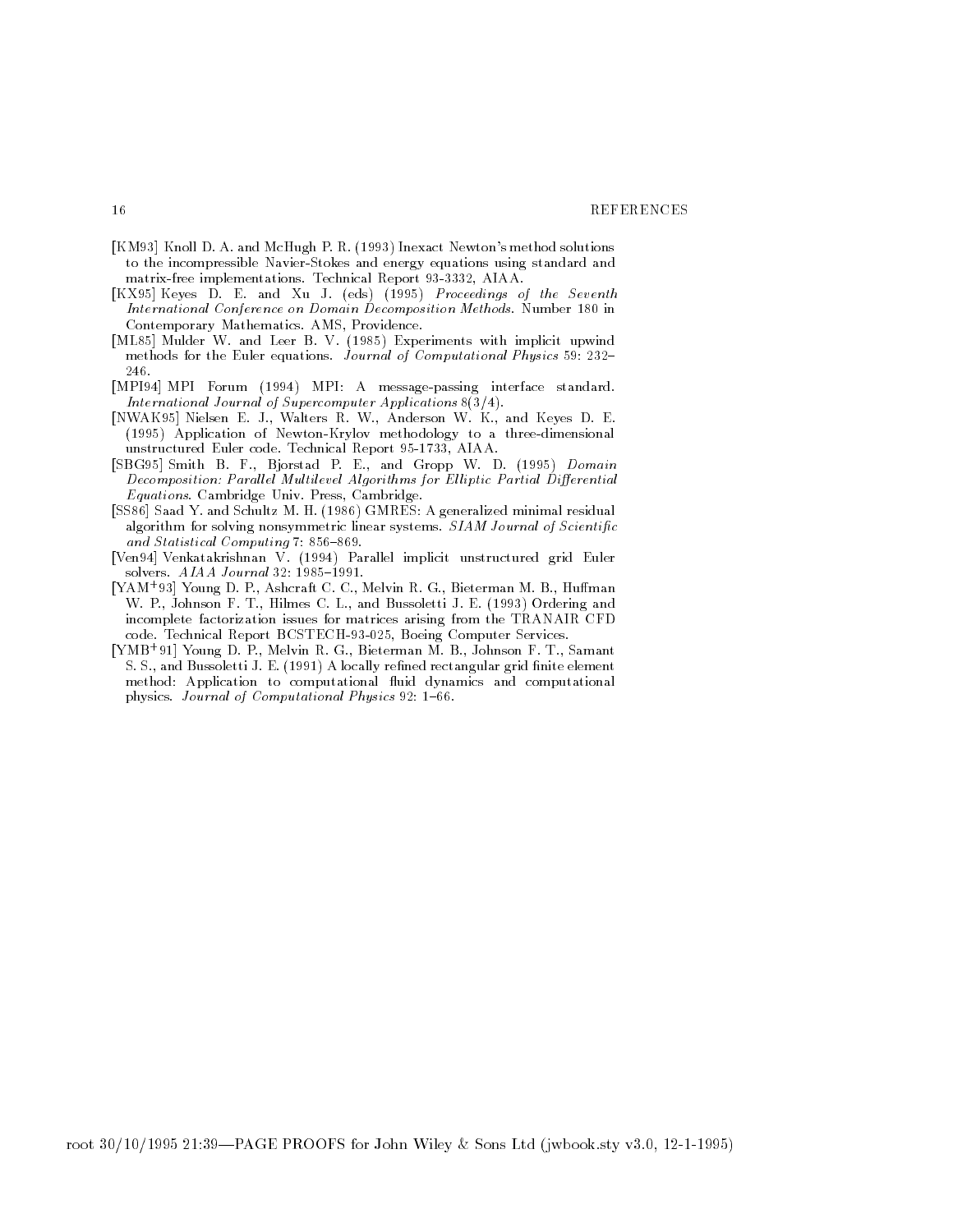[KM93] Knoll D. A. and McHugh P. R. (1993) Inexact Newton's method solutions to the incompressible Navier-Stokes and energy equations using standard and matrix-free implementations. Technical Report 93-3332, AIAA.

[KX95] Keyes D. E. and Xu J. (eds) (1995) *Proceedings of the Seventh International Conference on Domain Decomposition Methods*. Number 180 in Contemporary Mathematics. AMS, Providence.

[ML85] Mulder W. and Leer B. V. (1985) Experiments with implicit upwind methods for the Euler equations. *Journal of Computational Physics* 59: 232–246.

[MPI94] MPI Forum (1994) MPI: A message-passing interface standard. *International Journal of Supercomputer Applications* 8(3/4).

[NWAK95] Nielsen E. J., Walters R. W., Anderson W. K., and Keyes D. E. (1995) Application of Newton-Krylov methodology to a three-dimensional unstructured Euler code. Technical Report 95-1733, AIAA.

[SBG95] Smith B. F., Bjorstad P. E., and Gropp W. D. (1995) *Domain Decomposition: Parallel Multilevel Algorithms for Elliptic Partial Differential Equations*. Cambridge Univ. Press, Cambridge.

[SS86] Saad Y. and Schultz M. H. (1986) GMRES: A generalized minimal residual algorithm for solving nonsymmetric linear systems. *SIAM Journal of Scientific and Statistical Computing* 7: 856–869.

[Ven94] Venkatakrishnan V. (1994) Parallel implicit unstructured grid Euler solvers. *AIAA Journal* 32: 1985–1991.

[YAM+93] Young D. P., Ashcraft C. C., Melvin R. G., Bieterman M. B., Huffman W. P., Johnson F. T., Hilmes C. L., and Bussoletti J. E. (1993) Ordering and incomplete factorization issues for matrices arising from the TRANAIR CFD code. Technical Report BCSTECH-93-025, Boeing Computer Services.

[YMB+91] Young D. P., Melvin R. G., Bieterman M. B., Johnson F. T., Samant S. S., and Bussoletti J. E. (1991) A locally refined rectangular grid finite element method: Application to computational fluid dynamics and computational physics. *Journal of Computational Physics* 92: 1–66.